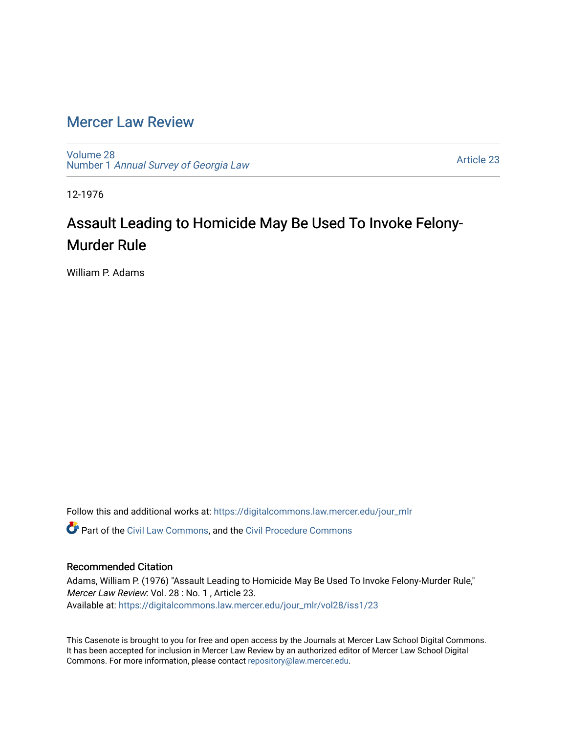# Mercer Law Review

Volume 28
Number 1 *Annual Survey of Georgia Law*

Article 23

12-1976

## Assault Leading to Homicide May Be Used To Invoke Felony-Murder Rule

William P. Adams

Follow this and additional works at: https://digitalcommons.law.mercer.edu/jour_mlr

Part of the Civil Law Commons, and the Civil Procedure Commons

### Recommended Citation

Adams, William P. (1976) "Assault Leading to Homicide May Be Used To Invoke Felony-Murder Rule," *Mercer Law Review*: Vol. 28 : No. 1 , Article 23.
Available at: https://digitalcommons.law.mercer.edu/jour_mlr/vol28/iss1/23

This Casenote is brought to you for free and open access by the Journals at Mercer Law School Digital Commons. It has been accepted for inclusion in Mercer Law Review by an authorized editor of Mercer Law School Digital Commons. For more information, please contact repository@law.mercer.edu.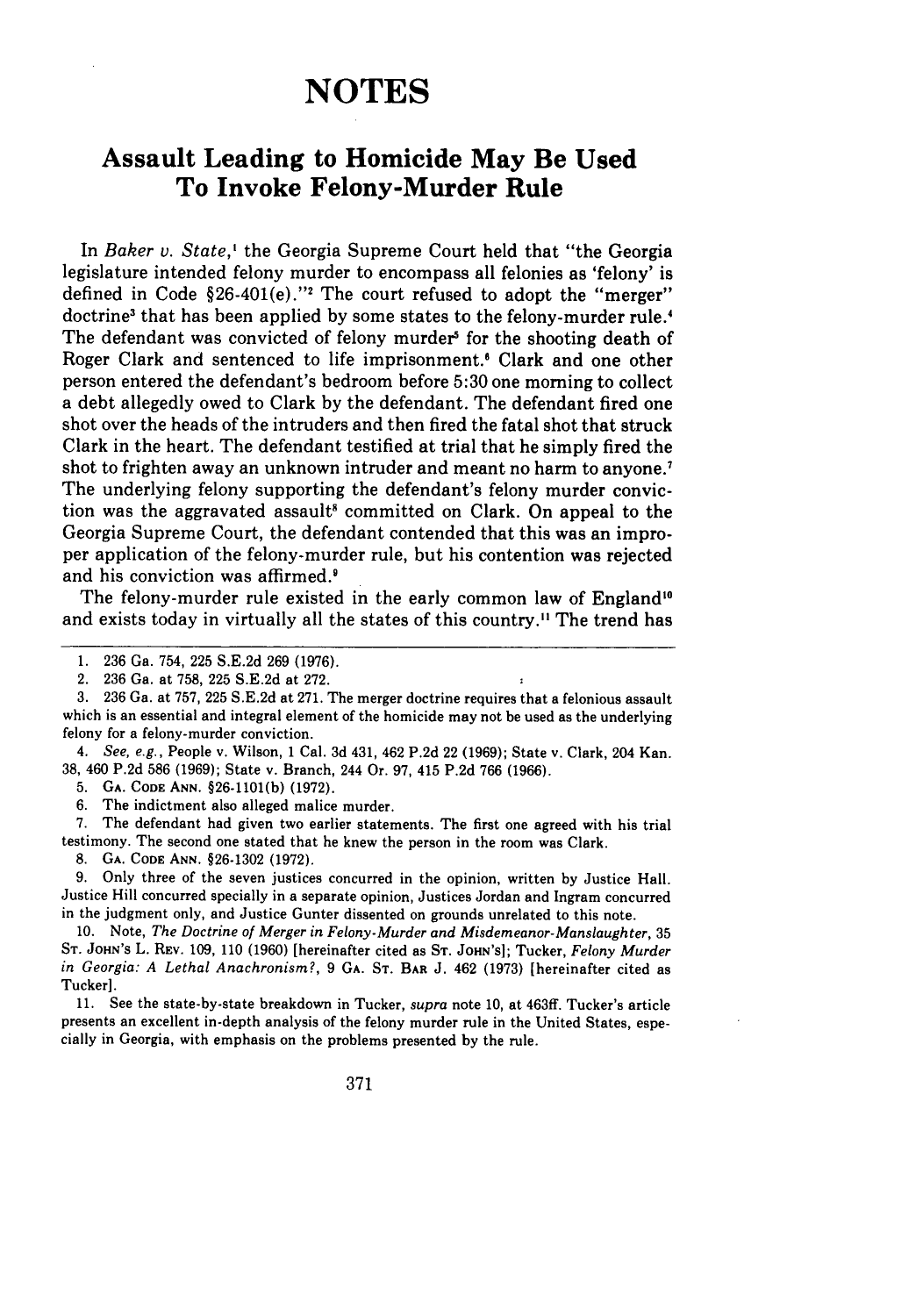# NOTES

## Assault Leading to Homicide May Be Used To Invoke Felony-Murder Rule

In *Baker v. State*,[1] the Georgia Supreme Court held that "the Georgia legislature intended felony murder to encompass all felonies as 'felony' is defined in Code §26-401(e)."[2] The court refused to adopt the "merger" doctrine[3] that has been applied by some states to the felony-murder rule.[4] The defendant was convicted of felony murder[5] for the shooting death of Roger Clark and sentenced to life imprisonment.[6] Clark and one other person entered the defendant's bedroom before 5:30 one morning to collect a debt allegedly owed to Clark by the defendant. The defendant fired one shot over the heads of the intruders and then fired the fatal shot that struck Clark in the heart. The defendant testified at trial that he simply fired the shot to frighten away an unknown intruder and meant no harm to anyone.[7] The underlying felony supporting the defendant's felony murder conviction was the aggravated assault[8] committed on Clark. On appeal to the Georgia Supreme Court, the defendant contended that this was an improper application of the felony-murder rule, but his contention was rejected and his conviction was affirmed.[9]

The felony-murder rule existed in the early common law of England[10] and exists today in virtually all the states of this country.[11] The trend has

---

1. 236 Ga. 754, 225 S.E.2d 269 (1976).
2. 236 Ga. at 758, 225 S.E.2d at 272.
3. 236 Ga. at 757, 225 S.E.2d at 271. The merger doctrine requires that a felonious assault which is an essential and integral element of the homicide may not be used as the underlying felony for a felony-murder conviction.
4. *See, e.g.*, People v. Wilson, 1 Cal. 3d 431, 462 P.2d 22 (1969); State v. Clark, 204 Kan. 38, 460 P.2d 586 (1969); State v. Branch, 244 Or. 97, 415 P.2d 766 (1966).
5. GA. CODE ANN. §26-1101(b) (1972).
6. The indictment also alleged malice murder.
7. The defendant had given two earlier statements. The first one agreed with his trial testimony. The second one stated that he knew the person in the room was Clark.
8. GA. CODE ANN. §26-1302 (1972).
9. Only three of the seven justices concurred in the opinion, written by Justice Hall. Justice Hill concurred specially in a separate opinion, Justices Jordan and Ingram concurred in the judgment only, and Justice Gunter dissented on grounds unrelated to this note.
10. Note, *The Doctrine of Merger in Felony-Murder and Misdemeanor-Manslaughter*, 35 ST. JOHN'S L. REV. 109, 110 (1960) [hereinafter cited as ST. JOHN'S]; Tucker, *Felony Murder in Georgia: A Lethal Anachronism?*, 9 GA. ST. BAR J. 462 (1973) [hereinafter cited as Tucker].
11. See the state-by-state breakdown in Tucker, *supra* note 10, at 463ff. Tucker's article presents an excellent in-depth analysis of the felony murder rule in the United States, especially in Georgia, with emphasis on the problems presented by the rule.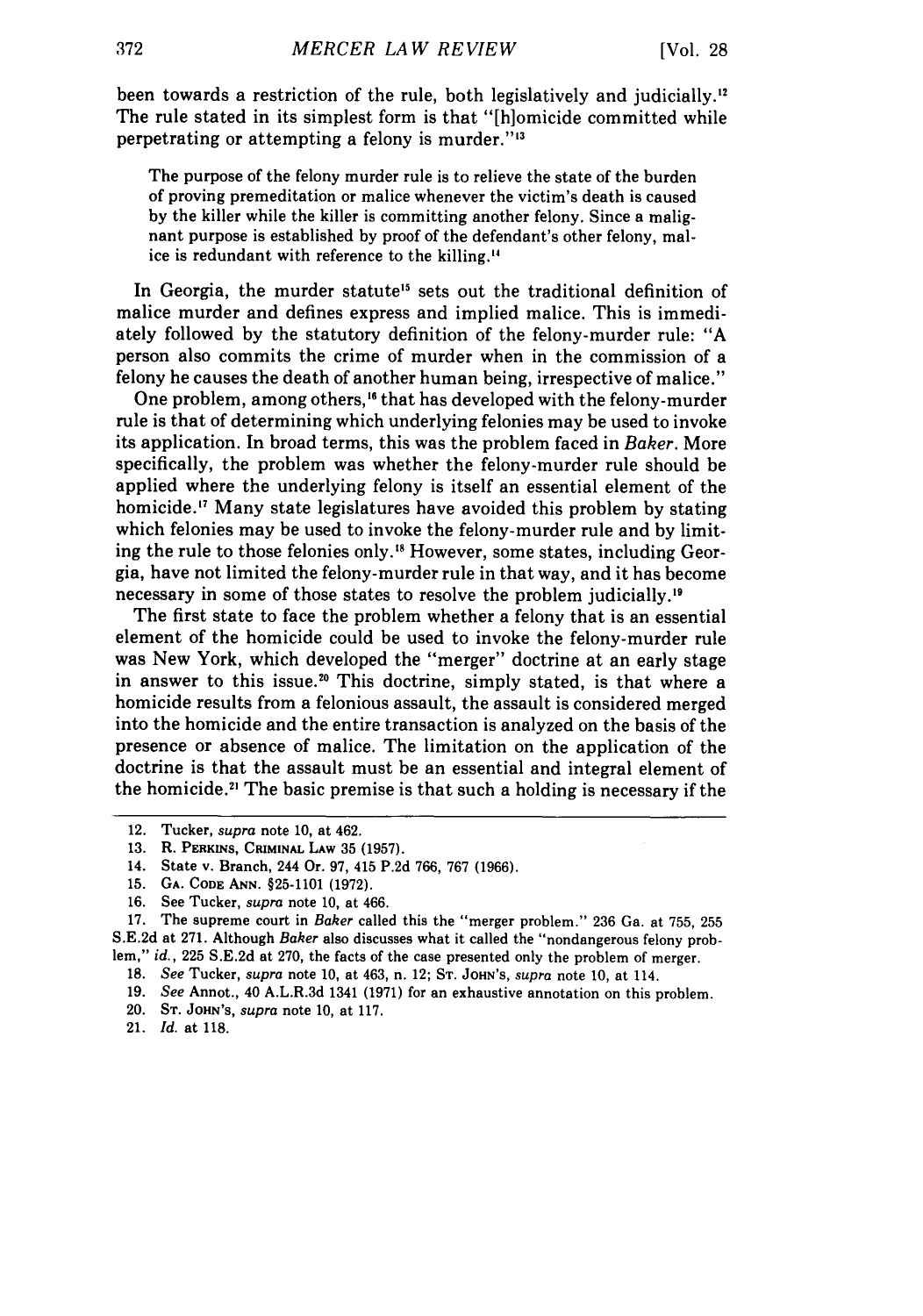been towards a restriction of the rule, both legislatively and judicially.[12] The rule stated in its simplest form is that "[h]omicide committed while perpetrating or attempting a felony is murder."[13]

> The purpose of the felony murder rule is to relieve the state of the burden of proving premeditation or malice whenever the victim's death is caused by the killer while the killer is committing another felony. Since a malignant purpose is established by proof of the defendant's other felony, malice is redundant with reference to the killing.[14]

In Georgia, the murder statute[15] sets out the traditional definition of malice murder and defines express and implied malice. This is immediately followed by the statutory definition of the felony-murder rule: "A person also commits the crime of murder when in the commission of a felony he causes the death of another human being, irrespective of malice."

One problem, among others,[16] that has developed with the felony-murder rule is that of determining which underlying felonies may be used to invoke its application. In broad terms, this was the problem faced in *Baker*. More specifically, the problem was whether the felony-murder rule should be applied where the underlying felony is itself an essential element of the homicide.[17] Many state legislatures have avoided this problem by stating which felonies may be used to invoke the felony-murder rule and by limiting the rule to those felonies only.[18] However, some states, including Georgia, have not limited the felony-murder rule in that way, and it has become necessary in some of those states to resolve the problem judicially.[19]

The first state to face the problem whether a felony that is an essential element of the homicide could be used to invoke the felony-murder rule was New York, which developed the "merger" doctrine at an early stage in answer to this issue.[20] This doctrine, simply stated, is that where a homicide results from a felonious assault, the assault is considered merged into the homicide and the entire transaction is analyzed on the basis of the presence or absence of malice. The limitation on the application of the doctrine is that the assault must be an essential and integral element of the homicide.[21] The basic premise is that such a holding is necessary if the

---

12. Tucker, *supra* note 10, at 462.
13. R. Perkins, Criminal Law 35 (1957).
14. State v. Branch, 244 Or. 97, 415 P.2d 766, 767 (1966).
15. Ga. Code Ann. §25-1101 (1972).
16. See Tucker, *supra* note 10, at 466.
17. The supreme court in *Baker* called this the "merger problem." 236 Ga. at 755, 255 S.E.2d at 271. Although *Baker* also discusses what it called the "nondangerous felony problem," *id.*, 225 S.E.2d at 270, the facts of the case presented only the problem of merger.
18. *See* Tucker, *supra* note 10, at 463, n. 12; St. John's, *supra* note 10, at 114.
19. *See* Annot., 40 A.L.R.3d 1341 (1971) for an exhaustive annotation on this problem.
20. St. John's, *supra* note 10, at 117.
21. *Id.* at 118.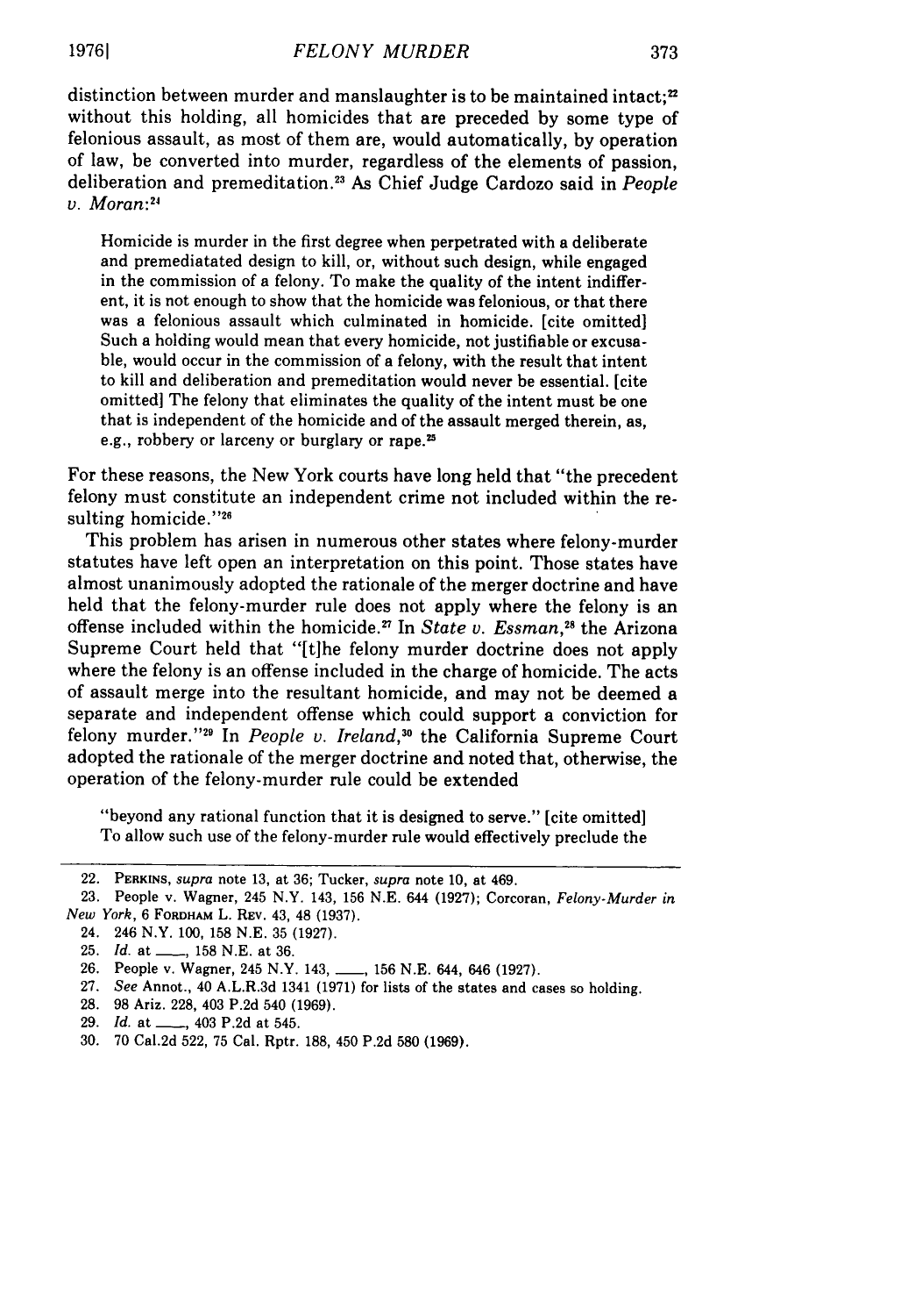distinction between murder and manslaughter is to be maintained intact;[22] without this holding, all homicides that are preceded by some type of felonious assault, as most of them are, would automatically, by operation of law, be converted into murder, regardless of the elements of passion, deliberation and premeditation.[23] As Chief Judge Cardozo said in *People v. Moran*:[24]

> Homicide is murder in the first degree when perpetrated with a deliberate and premediatated design to kill, or, without such design, while engaged in the commission of a felony. To make the quality of the intent indifferent, it is not enough to show that the homicide was felonious, or that there was a felonious assault which culminated in homicide. [cite omitted] Such a holding would mean that every homicide, not justifiable or excusable, would occur in the commission of a felony, with the result that intent to kill and deliberation and premeditation would never be essential. [cite omitted] The felony that eliminates the quality of the intent must be one that is independent of the homicide and of the assault merged therein, as, e.g., robbery or larceny or burglary or rape.[25]

For these reasons, the New York courts have long held that "the precedent felony must constitute an independent crime not included within the resulting homicide."[26]

This problem has arisen in numerous other states where felony-murder statutes have left open an interpretation on this point. Those states have almost unanimously adopted the rationale of the merger doctrine and have held that the felony-murder rule does not apply where the felony is an offense included within the homicide.[27] In *State v. Essman*,[28] the Arizona Supreme Court held that "[t]he felony murder doctrine does not apply where the felony is an offense included in the charge of homicide. The acts of assault merge into the resultant homicide, and may not be deemed a separate and independent offense which could support a conviction for felony murder."[29] In *People v. Ireland*,[30] the California Supreme Court adopted the rationale of the merger doctrine and noted that, otherwise, the operation of the felony-murder rule could be extended

> "beyond any rational function that it is designed to serve." [cite omitted] To allow such use of the felony-murder rule would effectively preclude the

---

22. PERKINS, *supra* note 13, at 36; Tucker, *supra* note 10, at 469.

23. People v. Wagner, 245 N.Y. 143, 156 N.E. 644 (1927); Corcoran, *Felony-Murder in New York*, 6 FORDHAM L. REV. 43, 48 (1937).

24. 246 N.Y. 100, 158 N.E. 35 (1927).

25. *Id.* at ___, 158 N.E. at 36.

26. People v. Wagner, 245 N.Y. 143, ___, 156 N.E. 644, 646 (1927).

27. *See* Annot., 40 A.L.R.3d 1341 (1971) for lists of the states and cases so holding.

28. 98 Ariz. 228, 403 P.2d 540 (1969).

29. *Id.* at ___, 403 P.2d at 545.

30. 70 Cal.2d 522, 75 Cal. Rptr. 188, 450 P.2d 580 (1969).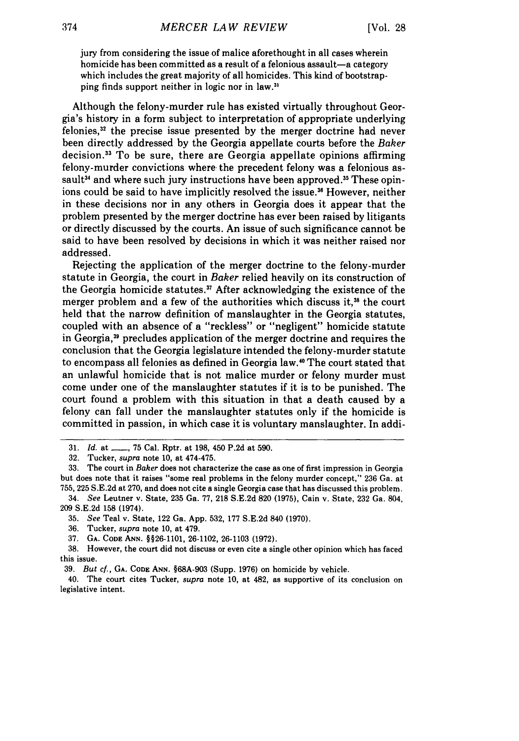jury from considering the issue of malice aforethought in all cases wherein homicide has been committed as a result of a felonious assault—a category which includes the great majority of all homicides. This kind of bootstrapping finds support neither in logic nor in law.[31]

Although the felony-murder rule has existed virtually throughout Georgia's history in a form subject to interpretation of appropriate underlying felonies,[32] the precise issue presented by the merger doctrine had never been directly addressed by the Georgia appellate courts before the *Baker* decision.[33] To be sure, there are Georgia appellate opinions affirming felony-murder convictions where the precedent felony was a felonious assault[34] and where such jury instructions have been approved.[35] These opinions could be said to have implicitly resolved the issue.[36] However, neither in these decisions nor in any others in Georgia does it appear that the problem presented by the merger doctrine has ever been raised by litigants or directly discussed by the courts. An issue of such significance cannot be said to have been resolved by decisions in which it was neither raised nor addressed.

Rejecting the application of the merger doctrine to the felony-murder statute in Georgia, the court in *Baker* relied heavily on its construction of the Georgia homicide statutes.[37] After acknowledging the existence of the merger problem and a few of the authorities which discuss it,[38] the court held that the narrow definition of manslaughter in the Georgia statutes, coupled with an absence of a "reckless" or "negligent" homicide statute in Georgia,[39] precludes application of the merger doctrine and requires the conclusion that the Georgia legislature intended the felony-murder statute to encompass all felonies as defined in Georgia law.[40] The court stated that an unlawful homicide that is not malice murder or felony murder must come under one of the manslaughter statutes if it is to be punished. The court found a problem with this situation in that a death caused by a felony can fall under the manslaughter statutes only if the homicide is committed in passion, in which case it is voluntary manslaughter. In addi-

---

31. *Id.* at ___, 75 Cal. Rptr. at 198, 450 P.2d at 590.

32. Tucker, *supra* note 10, at 474-475.

33. The court in *Baker* does not characterize the case as one of first impression in Georgia but does note that it raises "some real problems in the felony murder concept," 236 Ga. at 755, 225 S.E.2d at 270, and does not cite a single Georgia case that has discussed this problem.

34. *See* Leutner v. State, 235 Ga. 77, 218 S.E.2d 820 (1975), Cain v. State, 232 Ga. 804, 209 S.E.2d 158 (1974).

35. *See* Teal v. State, 122 Ga. App. 532, 177 S.E.2d 840 (1970).

36. Tucker, *supra* note 10, at 479.

37. GA. CODE ANN. §§26-1101, 26-1102, 26-1103 (1972).

38. However, the court did not discuss or even cite a single other opinion which has faced this issue.

39. *But cf.*, GA. CODE ANN. §68A-903 (Supp. 1976) on homicide by vehicle.

40. The court cites Tucker, *supra* note 10, at 482, as supportive of its conclusion on legislative intent.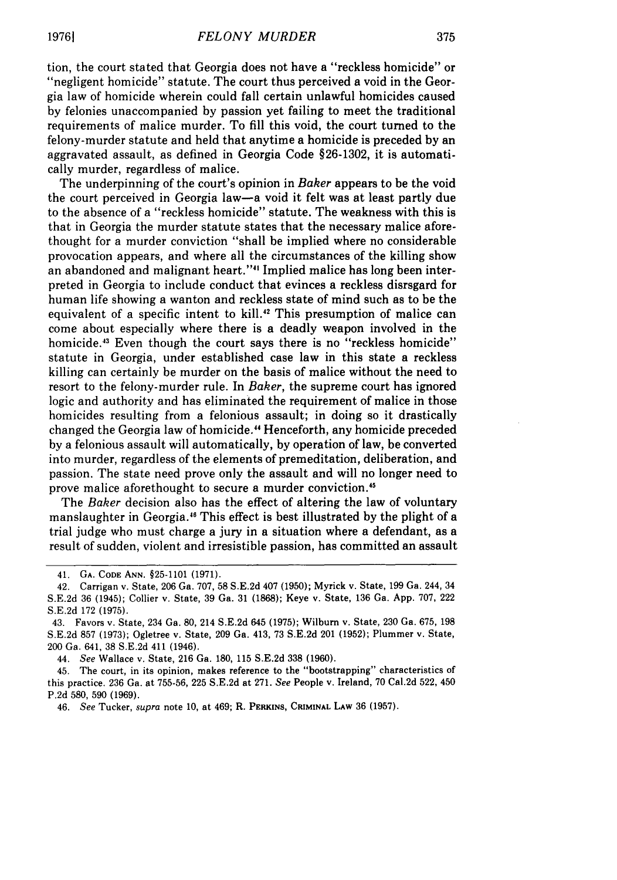tion, the court stated that Georgia does not have a "reckless homicide" or "negligent homicide" statute. The court thus perceived a void in the Georgia law of homicide wherein could fall certain unlawful homicides caused by felonies unaccompanied by passion yet failing to meet the traditional requirements of malice murder. To fill this void, the court turned to the felony-murder statute and held that anytime a homicide is preceded by an aggravated assault, as defined in Georgia Code §26-1302, it is automatically murder, regardless of malice.

The underpinning of the court's opinion in *Baker* appears to be the void the court perceived in Georgia law—a void it felt was at least partly due to the absence of a "reckless homicide" statute. The weakness with this is that in Georgia the murder statute states that the necessary malice aforethought for a murder conviction "shall be implied where no considerable provocation appears, and where all the circumstances of the killing show an abandoned and malignant heart."[41] Implied malice has long been interpreted in Georgia to include conduct that evinces a reckless disrsgard for human life showing a wanton and reckless state of mind such as to be the equivalent of a specific intent to kill.[42] This presumption of malice can come about especially where there is a deadly weapon involved in the homicide.[43] Even though the court says there is no "reckless homicide" statute in Georgia, under established case law in this state a reckless killing can certainly be murder on the basis of malice without the need to resort to the felony-murder rule. In *Baker*, the supreme court has ignored logic and authority and has eliminated the requirement of malice in those homicides resulting from a felonious assault; in doing so it drastically changed the Georgia law of homicide.[44] Henceforth, any homicide preceded by a felonious assault will automatically, by operation of law, be converted into murder, regardless of the elements of premeditation, deliberation, and passion. The state need prove only the assault and will no longer need to prove malice aforethought to secure a murder conviction.[45]

The *Baker* decision also has the effect of altering the law of voluntary manslaughter in Georgia.[46] This effect is best illustrated by the plight of a trial judge who must charge a jury in a situation where a defendant, as a result of sudden, violent and irresistible passion, has committed an assault

---

41. GA. CODE ANN. §25-1101 (1971).

42. Carrigan v. State, 206 Ga. 707, 58 S.E.2d 407 (1950); Myrick v. State, 199 Ga. 244, 34 S.E.2d 36 (1945); Collier v. State, 39 Ga. 31 (1868); Keye v. State, 136 Ga. App. 707, 222 S.E.2d 172 (1975).

43. Favors v. State, 234 Ga. 80, 214 S.E.2d 645 (1975); Wilburn v. State, 230 Ga. 675, 198 S.E.2d 857 (1973); Ogletree v. State, 209 Ga. 413, 73 S.E.2d 201 (1952); Plummer v. State, 200 Ga. 641, 38 S.E.2d 411 (1946).

44. *See* Wallace v. State, 216 Ga. 180, 115 S.E.2d 338 (1960).

45. The court, in its opinion, makes reference to the "bootstrapping" characteristics of this practice. 236 Ga. at 755-56, 225 S.E.2d at 271. *See* People v. Ireland, 70 Cal.2d 522, 450 P.2d 580, 590 (1969).

46. *See* Tucker, *supra* note 10, at 469; R. PERKINS, CRIMINAL LAW 36 (1957).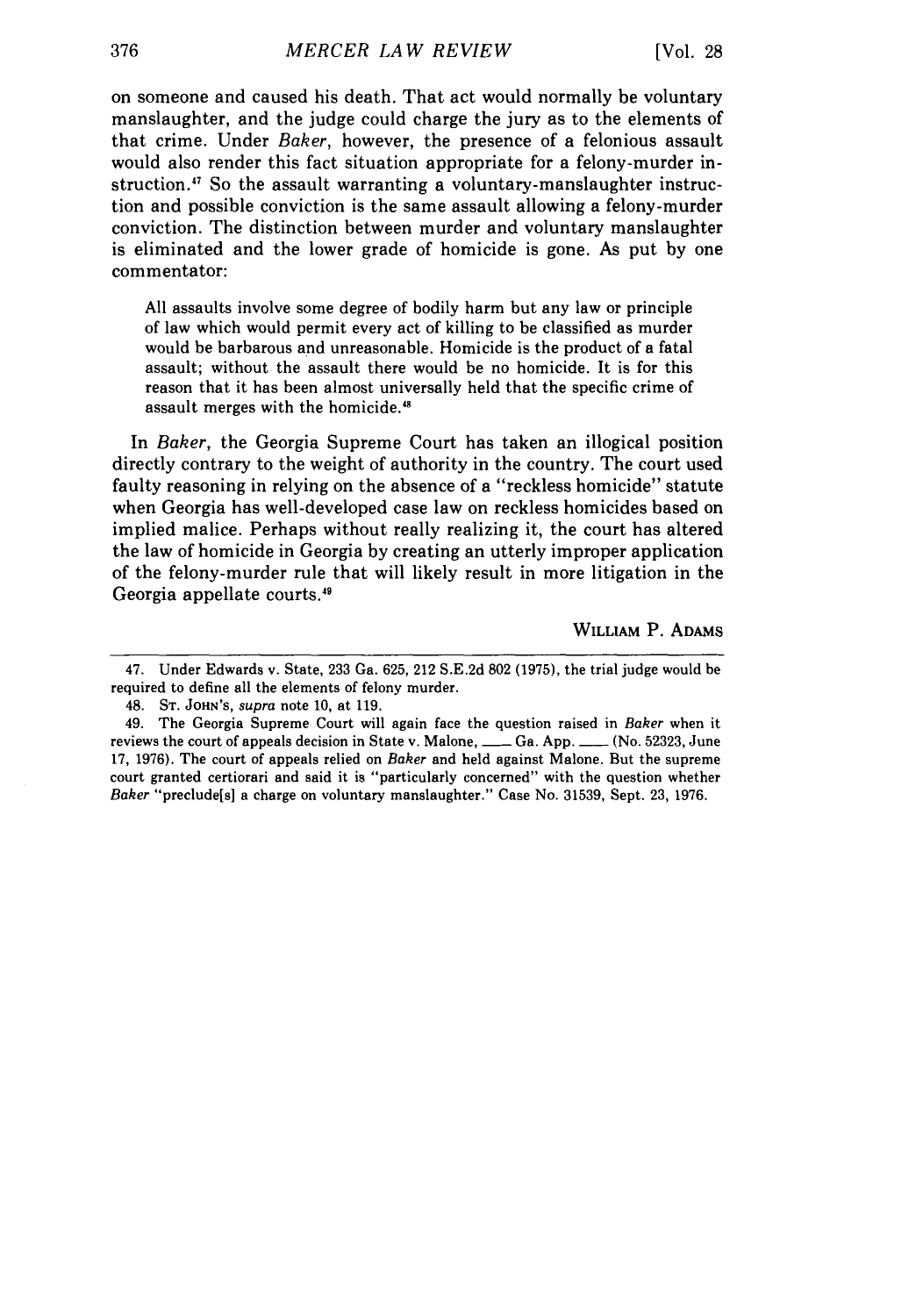on someone and caused his death. That act would normally be voluntary manslaughter, and the judge could charge the jury as to the elements of that crime. Under *Baker*, however, the presence of a felonious assault would also render this fact situation appropriate for a felony-murder instruction.[47] So the assault warranting a voluntary-manslaughter instruction and possible conviction is the same assault allowing a felony-murder conviction. The distinction between murder and voluntary manslaughter is eliminated and the lower grade of homicide is gone. As put by one commentator:

> All assaults involve some degree of bodily harm but any law or principle of law which would permit every act of killing to be classified as murder would be barbarous and unreasonable. Homicide is the product of a fatal assault; without the assault there would be no homicide. It is for this reason that it has been almost universally held that the specific crime of assault merges with the homicide.[48]

In *Baker*, the Georgia Supreme Court has taken an illogical position directly contrary to the weight of authority in the country. The court used faulty reasoning in relying on the absence of a "reckless homicide" statute when Georgia has well-developed case law on reckless homicides based on implied malice. Perhaps without really realizing it, the court has altered the law of homicide in Georgia by creating an utterly improper application of the felony-murder rule that will likely result in more litigation in the Georgia appellate courts.[49]

WILLIAM P. ADAMS

---

47. Under Edwards v. State, 233 Ga. 625, 212 S.E.2d 802 (1975), the trial judge would be required to define all the elements of felony murder.

48. ST. JOHN'S, *supra* note 10, at 119.

49. The Georgia Supreme Court will again face the question raised in *Baker* when it reviews the court of appeals decision in State v. Malone, ___ Ga. App. ___ (No. 52323, June 17, 1976). The court of appeals relied on *Baker* and held against Malone. But the supreme court granted certiorari and said it is "particularly concerned" with the question whether *Baker* "preclude[s] a charge on voluntary manslaughter." Case No. 31539, Sept. 23, 1976.